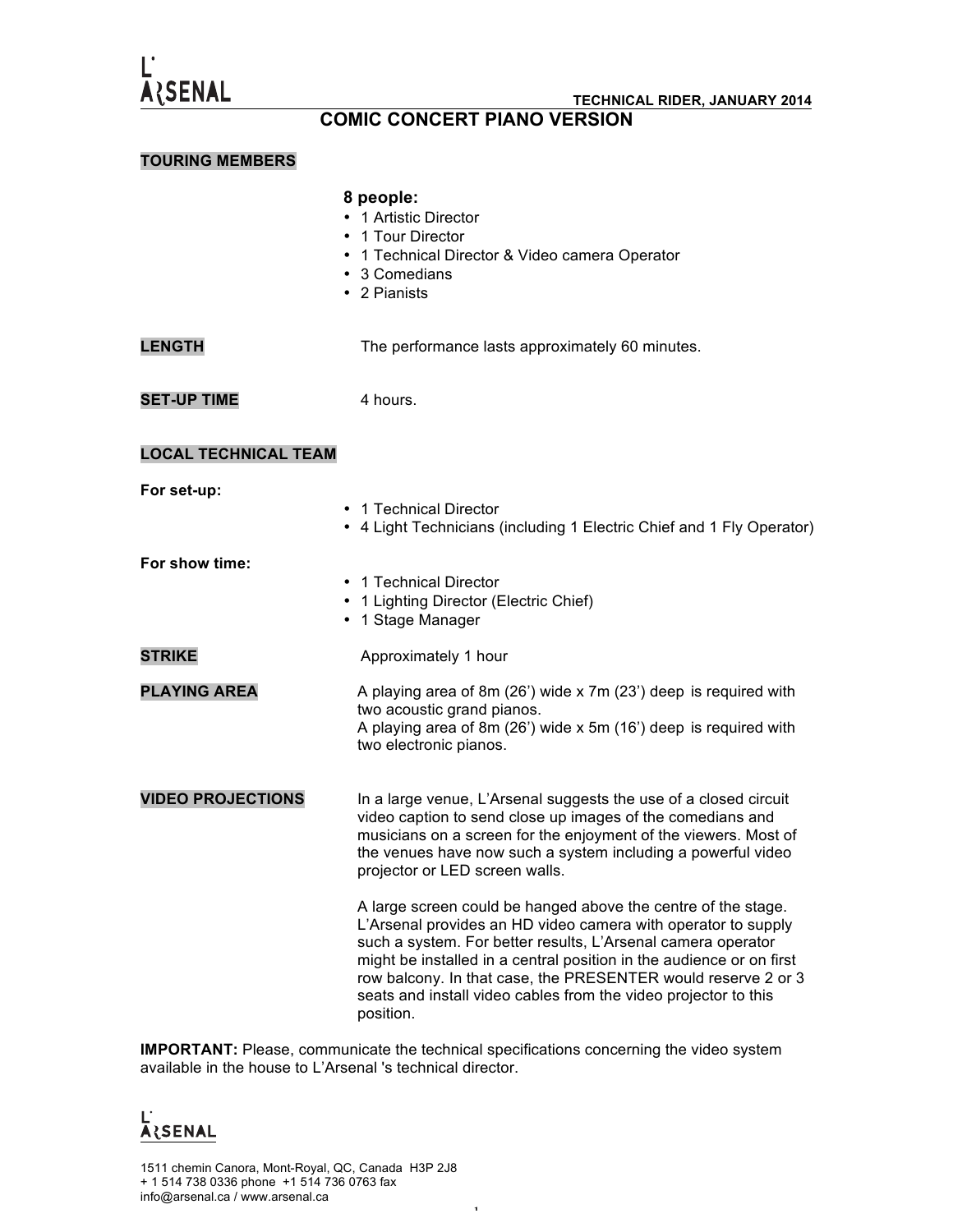L' ARSENAL

TECHNICAL RIDER, JANUARY 2014

# COMIC CONCERT PIANO VERSION

## TOURING MEMBERS

**8 people:**

- 1 Artistic Director
- 1 Tour Director
- 1 Technical Director & Video camera Operator
- 3 Comedians
- 2 Pianists

## LENGTH

The performance lasts approximately 60 minutes.

## SET-UP TIME

4 hours.

## LOCAL TECHNICAL TEAM

**For set-up:**

- 1 Technical Director
- 4 Light Technicians (including 1 Electric Chief and 1 Fly Operator)

**For show time:**

- 1 Technical Director
- 1 Lighting Director (Electric Chief)
- 1 Stage Manager

## STRIKE

Approximately 1 hour

## PLAYING AREA

A playing area of 8m (26') wide x 7m (23') deep is required with two acoustic grand pianos.
A playing area of 8m (26') wide x 5m (16') deep is required with two electronic pianos.

## VIDEO PROJECTIONS

In a large venue, L'Arsenal suggests the use of a closed circuit video caption to send close up images of the comedians and musicians on a screen for the enjoyment of the viewers. Most of the venues have now such a system including a powerful video projector or LED screen walls.

A large screen could be hanged above the centre of the stage. L'Arsenal provides an HD video camera with operator to supply such a system. For better results, L'Arsenal camera operator might be installed in a central position in the audience or on first row balcony. In that case, the PRESENTER would reserve 2 or 3 seats and install video cables from the video projector to this position.

**IMPORTANT:** Please, communicate the technical specifications concerning the video system available in the house to L'Arsenal 's technical director.

L' ARSENAL

1511 chemin Canora, Mont-Royal, QC, Canada H3P 2J8
+ 1 514 738 0336 phone +1 514 736 0763 fax
info@arsenal.ca / www.arsenal.ca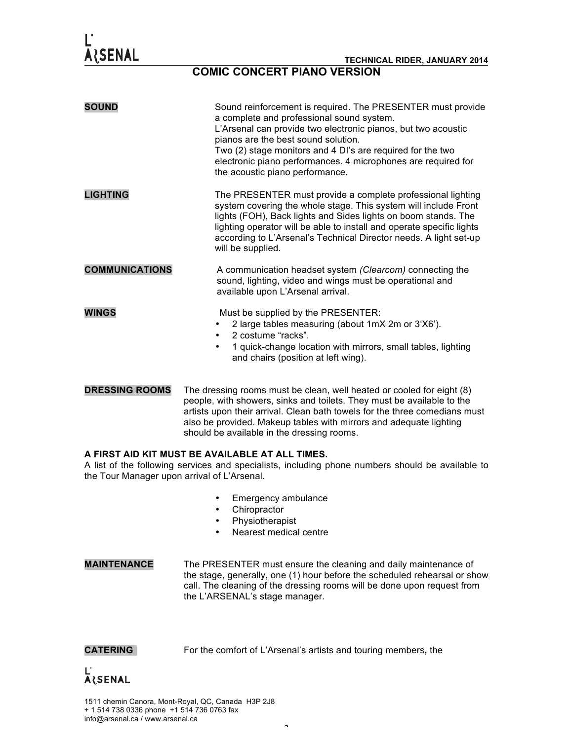# COMIC CONCERT PIANO VERSION

**SOUND**

Sound reinforcement is required. The PRESENTER must provide a complete and professional sound system.
L'Arsenal can provide two electronic pianos, but two acoustic pianos are the best sound solution.
Two (2) stage monitors and 4 DI's are required for the two electronic piano performances. 4 microphones are required for the acoustic piano performance.

**LIGHTING**

The PRESENTER must provide a complete professional lighting system covering the whole stage. This system will include Front lights (FOH), Back lights and Sides lights on boom stands. The lighting operator will be able to install and operate specific lights according to L'Arsenal's Technical Director needs. A light set-up will be supplied.

**COMMUNICATIONS**

A communication headset system *(Clearcom)* connecting the sound, lighting, video and wings must be operational and available upon L'Arsenal arrival.

**WINGS**

Must be supplied by the PRESENTER:

- 2 large tables measuring (about 1mX 2m or 3'X6').
- 2 costume "racks".
- 1 quick-change location with mirrors, small tables, lighting and chairs (position at left wing).

**DRESSING ROOMS**

The dressing rooms must be clean, well heated or cooled for eight (8) people, with showers, sinks and toilets. They must be available to the artists upon their arrival. Clean bath towels for the three comedians must also be provided. Makeup tables with mirrors and adequate lighting should be available in the dressing rooms.

**A FIRST AID KIT MUST BE AVAILABLE AT ALL TIMES.**

A list of the following services and specialists, including phone numbers should be available to the Tour Manager upon arrival of L'Arsenal.

- Emergency ambulance
- Chiropractor
- Physiotherapist
- Nearest medical centre

**MAINTENANCE**

The PRESENTER must ensure the cleaning and daily maintenance of the stage, generally, one (1) hour before the scheduled rehearsal or show call. The cleaning of the dressing rooms will be done upon request from the L'ARSENAL's stage manager.

**CATERING**

For the comfort of L'Arsenal's artists and touring members**,** the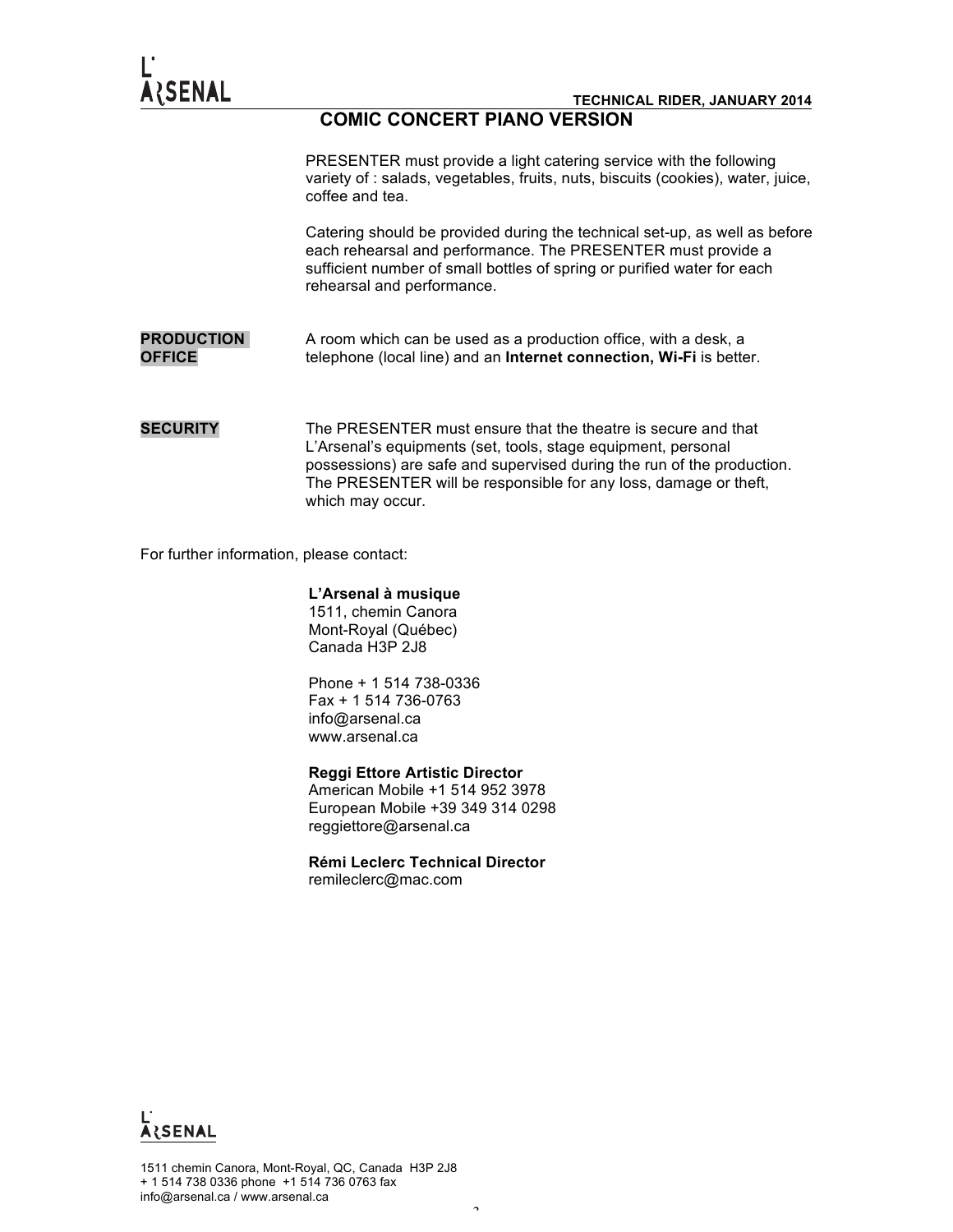PRESENTER must provide a light catering service with the following variety of : salads, vegetables, fruits, nuts, biscuits (cookies), water, juice, coffee and tea.

Catering should be provided during the technical set-up, as well as before each rehearsal and performance. The PRESENTER must provide a sufficient number of small bottles of spring or purified water for each rehearsal and performance.

**PRODUCTION OFFICE**

A room which can be used as a production office, with a desk, a telephone (local line) and an **Internet connection, Wi-Fi** is better.

**SECURITY**

The PRESENTER must ensure that the theatre is secure and that L'Arsenal's equipments (set, tools, stage equipment, personal possessions) are safe and supervised during the run of the production. The PRESENTER will be responsible for any loss, damage or theft, which may occur.

For further information, please contact:

**L'Arsenal à musique**
1511, chemin Canora
Mont-Royal (Québec)
Canada H3P 2J8

Phone + 1 514 738-0336
Fax + 1 514 736-0763
info@arsenal.ca
www.arsenal.ca

**Reggi Ettore Artistic Director**
American Mobile +1 514 952 3978
European Mobile +39 349 314 0298
reggiettore@arsenal.ca

**Rémi Leclerc Technical Director**
remileclerc@mac.com